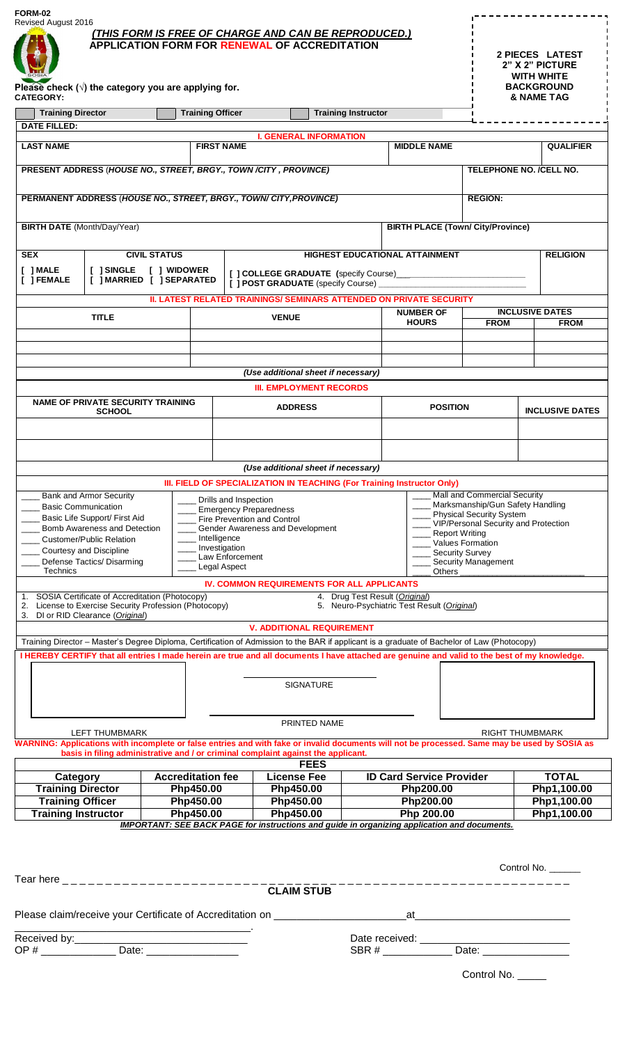FORM-02
Revised August 2016

***(THIS FORM IS FREE OF CHARGE AND CAN BE REPRODUCED.)***

**APPLICATION FORM FOR RENEWAL OF ACCREDITATION**

**2 PIECES LATEST 2" X 2" PICTURE WITH WHITE BACKGROUND & NAME TAG**

**Please check (√) the category you are applying for.**
**CATEGORY:**

| | | |
|---|---|---|
| Training Director | Training Officer | Training Instructor |

**DATE FILLED:**

## I. GENERAL INFORMATION

| LAST NAME | FIRST NAME | MIDDLE NAME | QUALIFIER |
|---|---|---|---|
| | | | |

| PRESENT ADDRESS (*HOUSE NO., STREET, BRGY., TOWN /CITY , PROVINCE)* | TELEPHONE NO. /CELL NO. |
|---|---|
| | |

| PERMANENT ADDRESS (*HOUSE NO., STREET, BRGY., TOWN/ CITY,PROVINCE)* | REGION: |
|---|---|
| | |

| BIRTH DATE (Month/Day/Year) | BIRTH PLACE (Town/ City/Province) |
|---|---|
| | |

| SEX | CIVIL STATUS | HIGHEST EDUCATIONAL ATTAINMENT | RELIGION |
|---|---|---|---|
| [ ] MALE<br>[ ] FEMALE | [ ] SINGLE [ ] WIDOWER<br>[ ] MARRIED [ ] SEPARATED | [ ] COLLEGE GRADUATE (specify Course)____________<br>[ ] POST GRADUATE (specify Course) ____________ | |

## II. LATEST RELATED TRAININGS/ SEMINARS ATTENDED ON PRIVATE SECURITY

| TITLE | VENUE | NUMBER OF HOURS | INCLUSIVE DATES FROM | FROM |
|---|---|---|---|---|
| | | | | |
| | | | | |
| | | | | |

*(Use additional sheet if necessary)*

## III. EMPLOYMENT RECORDS

| NAME OF PRIVATE SECURITY TRAINING SCHOOL | ADDRESS | POSITION | INCLUSIVE DATES |
|---|---|---|---|
| | | | |
| | | | |

*(Use additional sheet if necessary)*

## III. FIELD OF SPECIALIZATION IN TEACHING (For Training Instructor Only)

____ Bank and Armor Security
____ Basic Communication
____ Basic Life Support/ First Aid
____ Bomb Awareness and Detection
____ Customer/Public Relation
____ Courtesy and Discipline
____ Defense Tactics/ Disarming Technics
____ Drills and Inspection
____ Emergency Preparedness
____ Fire Prevention and Control
____ Gender Awareness and Development
____ Intelligence
____ Investigation
____ Law Enforcement
____ Legal Aspect
____ Mall and Commercial Security
____ Marksmanship/Gun Safety Handling
____ Physical Security System
____ VIP/Personal Security and Protection
____ Report Writing
____ Values Formation
____ Security Survey
____ Security Management
____ Others ____________________

## IV. COMMON REQUIREMENTS FOR ALL APPLICANTS

1. SOSIA Certificate of Accreditation (Photocopy)
2. License to Exercise Security Profession (Photocopy)
3. DI or RID Clearance (*Original*)
4. Drug Test Result (*Original*)
5. Neuro-Psychiatric Test Result (*Original*)

## V. ADDITIONAL REQUIREMENT

Training Director – Master's Degree Diploma, Certification of Admission to the BAR if applicant is a graduate of Bachelor of Law (Photocopy)

**I HEREBY CERTIFY that all entries I made herein are true and all documents I have attached are genuine and valid to the best of my knowledge.**

SIGNATURE

PRINTED NAME

LEFT THUMBMARK RIGHT THUMBMARK

**WARNING: Applications with incomplete or false entries and with fake or invalid documents will not be processed. Same may be used by SOSIA as basis in filing administrative and / or criminal complaint against the applicant.**

**FEES**

| Category | Accreditation fee | License Fee | ID Card Service Provider | TOTAL |
|---|---|---|---|---|
| Training Director | Php450.00 | Php450.00 | Php200.00 | Php1,100.00 |
| Training Officer | Php450.00 | Php450.00 | Php200.00 | Php1,100.00 |
| Training Instructor | Php450.00 | Php450.00 | Php 200.00 | Php1,100.00 |

***IMPORTANT: SEE BACK PAGE for instructions and guide in organizing application and documents.***

Control No. ______

Tear here _ _ _ _ _ _ _ _ _ _ _ _ _ _ _ _ _ _ _ _ _ _ _ _ _ _ _ _ _ _ _ _ _ _ _ _ _ _ _ _ _ _ _ _ _ _ _ _ _ _ _ _ _ _ _ _ _ _ _

**CLAIM STUB**

Please claim/receive your Certificate of Accreditation on ______________________ at ______________________________.

Received by:______________________________ Date received: ____________________________
OP # ____________ Date: ________________ SBR # ____________ Date: _______________

Control No. _____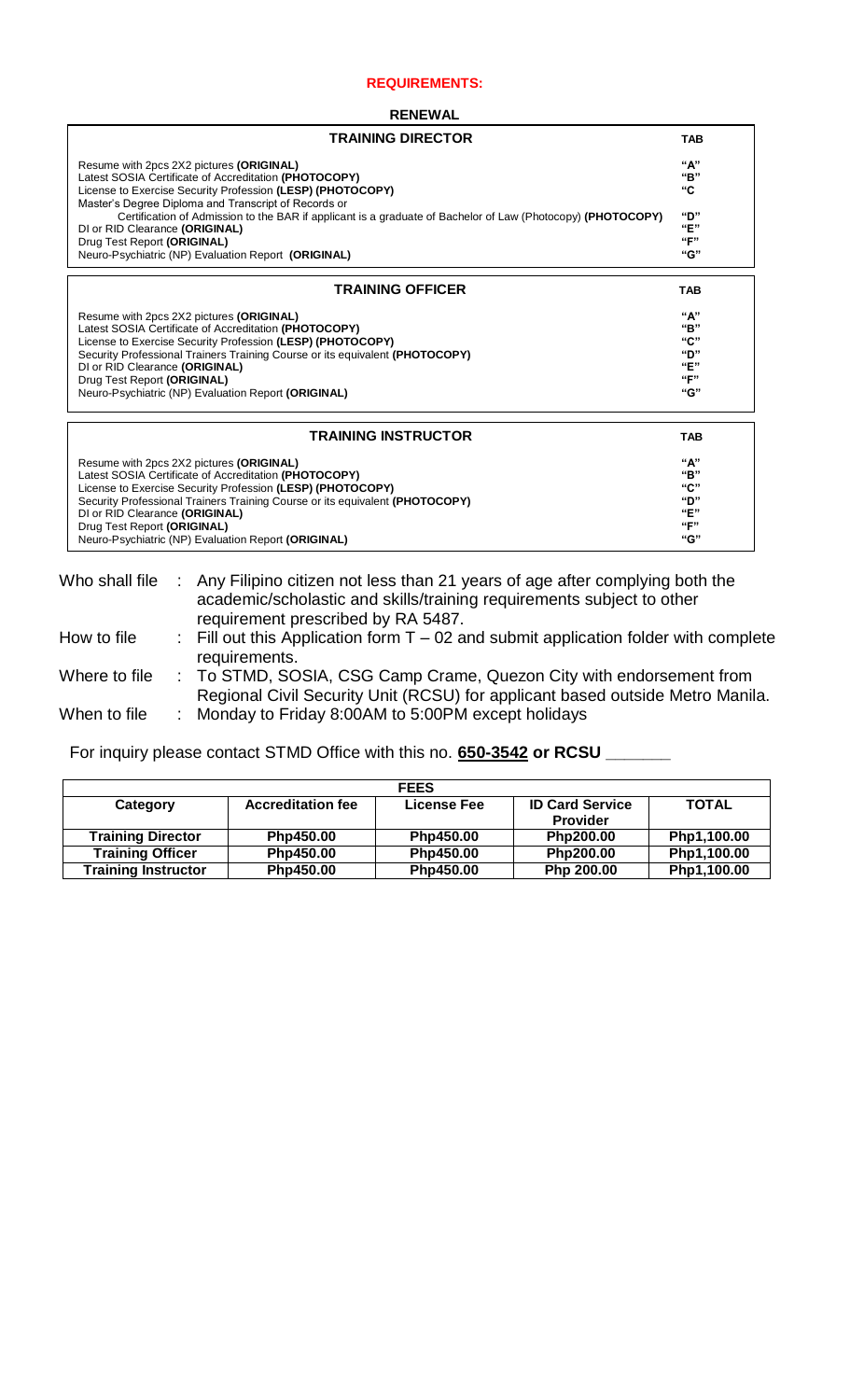**REQUIREMENTS:**

**RENEWAL**

| TRAINING DIRECTOR | TAB |
|---|---|
| Resume with 2pcs 2X2 pictures **(ORIGINAL)** | "A" |
| Latest SOSIA Certificate of Accreditation **(PHOTOCOPY)** | "B" |
| License to Exercise Security Profession **(LESP) (PHOTOCOPY)** | "C |
| Master's Degree Diploma and Transcript of Records or Certification of Admission to the BAR if applicant is a graduate of Bachelor of Law (Photocopy) **(PHOTOCOPY)** | "D" |
| DI or RID Clearance **(ORIGINAL)** | "E" |
| Drug Test Report **(ORIGINAL)** | "F" |
| Neuro-Psychiatric (NP) Evaluation Report **(ORIGINAL)** | "G" |

| TRAINING OFFICER | TAB |
|---|---|
| Resume with 2pcs 2X2 pictures **(ORIGINAL)** | "A" |
| Latest SOSIA Certificate of Accreditation **(PHOTOCOPY)** | "B" |
| License to Exercise Security Profession **(LESP) (PHOTOCOPY)** | "C" |
| Security Professional Trainers Training Course or its equivalent **(PHOTOCOPY)** | "D" |
| DI or RID Clearance **(ORIGINAL)** | "E" |
| Drug Test Report **(ORIGINAL)** | "F" |
| Neuro-Psychiatric (NP) Evaluation Report **(ORIGINAL)** | "G" |

| TRAINING INSTRUCTOR | TAB |
|---|---|
| Resume with 2pcs 2X2 pictures **(ORIGINAL)** | "A" |
| Latest SOSIA Certificate of Accreditation **(PHOTOCOPY)** | "B" |
| License to Exercise Security Profession **(LESP) (PHOTOCOPY)** | "C" |
| Security Professional Trainers Training Course or its equivalent **(PHOTOCOPY)** | "D" |
| DI or RID Clearance **(ORIGINAL)** | "E" |
| Drug Test Report **(ORIGINAL)** | "F" |
| Neuro-Psychiatric (NP) Evaluation Report **(ORIGINAL)** | "G" |

Who shall file : Any Filipino citizen not less than 21 years of age after complying both the academic/scholastic and skills/training requirements subject to other requirement prescribed by RA 5487.

How to file : Fill out this Application form T – 02 and submit application folder with complete requirements.

Where to file : To STMD, SOSIA, CSG Camp Crame, Quezon City with endorsement from Regional Civil Security Unit (RCSU) for applicant based outside Metro Manila.

When to file : Monday to Friday 8:00AM to 5:00PM except holidays

For inquiry please contact STMD Office with this no. **650-3542 or RCSU _______**

| FEES | | | | |
|---|---|---|---|---|
| **Category** | **Accreditation fee** | **License Fee** | **ID Card Service Provider** | **TOTAL** |
| **Training Director** | **Php450.00** | **Php450.00** | **Php200.00** | **Php1,100.00** |
| **Training Officer** | **Php450.00** | **Php450.00** | **Php200.00** | **Php1,100.00** |
| **Training Instructor** | **Php450.00** | **Php450.00** | **Php 200.00** | **Php1,100.00** |